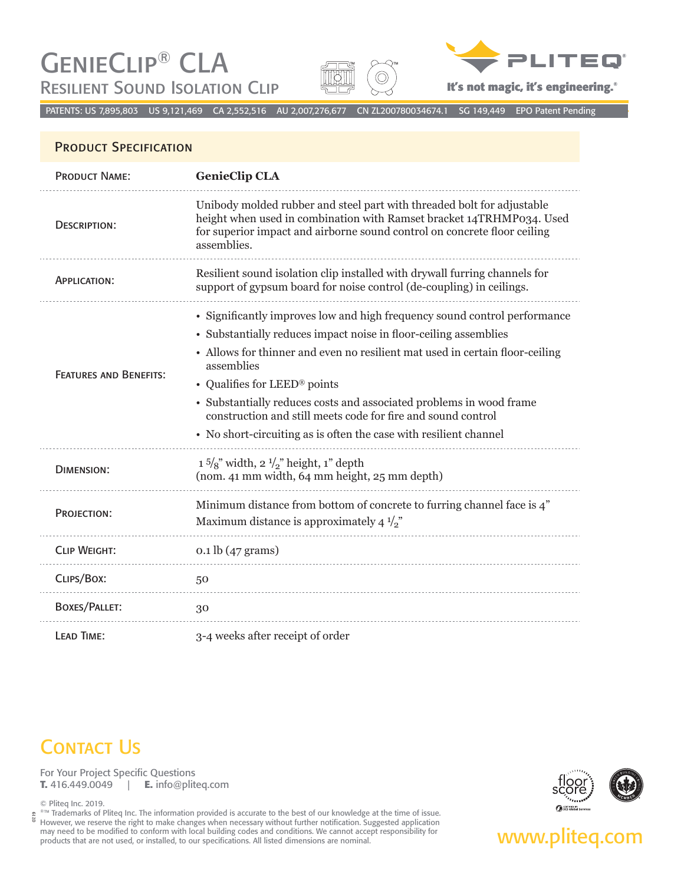# GenieClip® CLA

## Resilient Sound Isolation Clip

PLITEQ®

It's not magic, it's engineering.®

PATENTS: US 7,895,803 US 9,121,469 CA 2,552,516 AU 2,007,276,677 CN ZL200780034674.1 SG 149,449 EPO Patent Pending

## Product Specification

| | |
|---|---|
| Product Name: | **GenieClip CLA** |
| Description: | Unibody molded rubber and steel part with threaded bolt for adjustable height when used in combination with Ramset bracket 14TRHMP034. Used for superior impact and airborne sound control on concrete floor ceiling assemblies. |
| Application: | Resilient sound isolation clip installed with drywall furring channels for support of gypsum board for noise control (de-coupling) in ceilings. |
| Features and Benefits: | • Significantly improves low and high frequency sound control performance<br>• Substantially reduces impact noise in floor-ceiling assemblies<br>• Allows for thinner and even no resilient mat used in certain floor-ceiling assemblies<br>• Qualifies for LEED® points<br>• Substantially reduces costs and associated problems in wood frame construction and still meets code for fire and sound control<br>• No short-circuiting as is often the case with resilient channel |
| Dimension: | 1 5/8" width, 2 1/2" height, 1" depth<br>(nom. 41 mm width, 64 mm height, 25 mm depth) |
| Projection: | Minimum distance from bottom of concrete to furring channel face is 4"<br>Maximum distance is approximately 4 1/2" |
| Clip Weight: | 0.1 lb (47 grams) |
| Clips/Box: | 50 |
| Boxes/Pallet: | 30 |
| Lead Time: | 3-4 weeks after receipt of order |

## Contact Us

For Your Project Specific Questions
**T.** 416.449.0049 | **E.** info@pliteq.com

© Pliteq Inc. 2019.
®™ Trademarks of Pliteq Inc. The information provided is accurate to the best of our knowledge at the time of issue. However, we reserve the right to make changes when necessary without further notification. Suggested application may need to be modified to conform with local building codes and conditions. We cannot accept responsibility for products that are not used, or installed, to our specifications. All listed dimensions are nominal.

0219

www.pliteq.com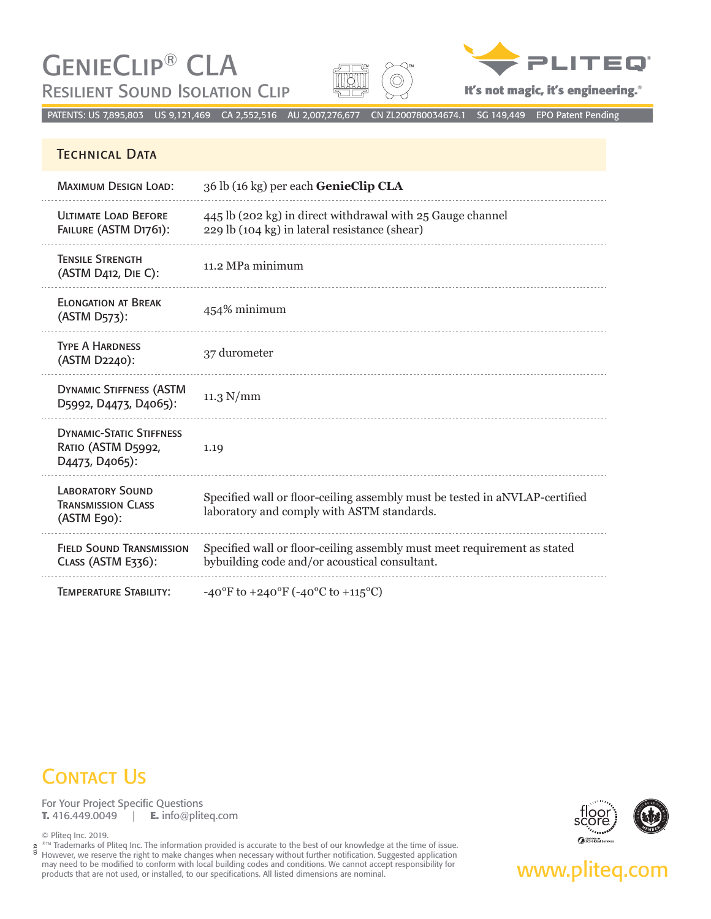# GenieClip® CLA

## Resilient Sound Isolation Clip

It's not magic, it's engineering.®

PATENTS: US 7,895,803 US 9,121,469 CA 2,552,516 AU 2,007,276,677 CN ZL200780034674.1 SG 149,449 EPO Patent Pending

## Technical Data

| | |
|---|---|
| Maximum Design Load: | 36 lb (16 kg) per each **GenieClip CLA** |
| Ultimate Load Before Failure (ASTM D1761): | 445 lb (202 kg) in direct withdrawal with 25 Gauge channel<br>229 lb (104 kg) in lateral resistance (shear) |
| Tensile Strength (ASTM D412, Die C): | 11.2 MPa minimum |
| Elongation at Break (ASTM D573): | 454% minimum |
| Type A Hardness (ASTM D2240): | 37 durometer |
| Dynamic Stiffness (ASTM D5992, D4473, D4065): | 11.3 N/mm |
| Dynamic-Static Stiffness Ratio (ASTM D5992, D4473, D4065): | 1.19 |
| Laboratory Sound Transmission Class (ASTM E90): | Specified wall or floor-ceiling assembly must be tested in aNVLAP-certified laboratory and comply with ASTM standards. |
| Field Sound Transmission Class (ASTM E336): | Specified wall or floor-ceiling assembly must meet requirement as stated bybuilding code and/or acoustical consultant. |
| Temperature Stability: | -40°F to +240°F (-40°C to +115°C) |

## Contact Us

For Your Project Specific Questions
**T.** 416.449.0049 | **E.** info@pliteq.com

© Pliteq Inc. 2019.
®™ Trademarks of Pliteq Inc. The information provided is accurate to the best of our knowledge at the time of issue. However, we reserve the right to make changes when necessary without further notification. Suggested application may need to be modified to conform with local building codes and conditions. We cannot accept responsibility for products that are not used, or installed, to our specifications. All listed dimensions are nominal.

0219

www.pliteq.com